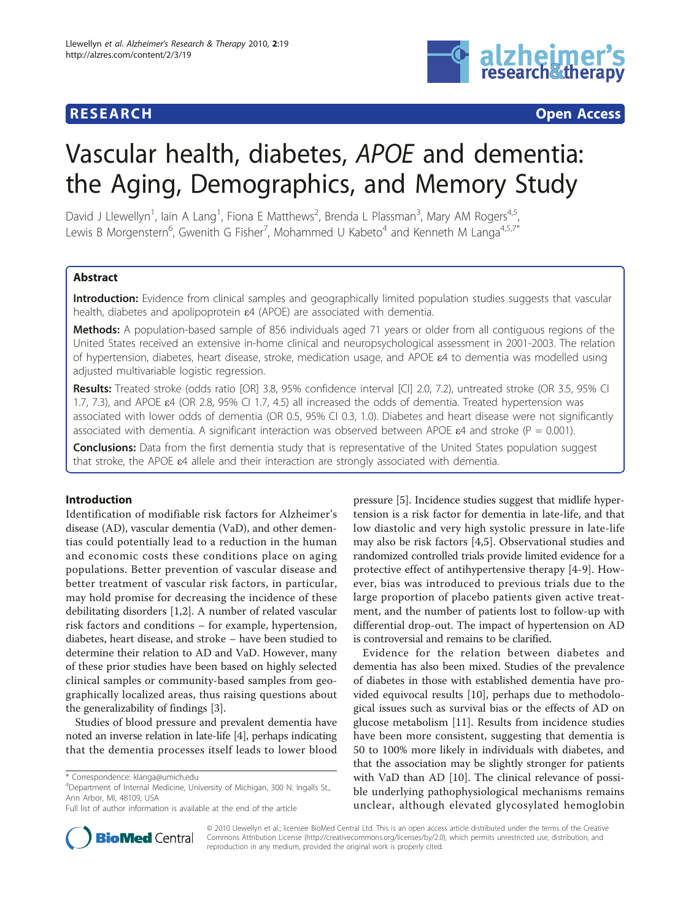RESEARCH Open Access

# Vascular health, diabetes, *APOE* and dementia: the Aging, Demographics, and Memory Study

David J Llewellyn[1], Iain A Lang[1], Fiona E Matthews[2], Brenda L Plassman[3], Mary AM Rogers[4,5], Lewis B Morgenstern[6], Gwenith G Fisher[7], Mohammed U Kabeto[4] and Kenneth M Langa[4,5,7*]

## Abstract

**Introduction:** Evidence from clinical samples and geographically limited population studies suggests that vascular health, diabetes and apolipoprotein ε4 (APOE) are associated with dementia.

**Methods:** A population-based sample of 856 individuals aged 71 years or older from all contiguous regions of the United States received an extensive in-home clinical and neuropsychological assessment in 2001-2003. The relation of hypertension, diabetes, heart disease, stroke, medication usage, and APOE ε4 to dementia was modelled using adjusted multivariable logistic regression.

**Results:** Treated stroke (odds ratio [OR] 3.8, 95% confidence interval [CI] 2.0, 7.2), untreated stroke (OR 3.5, 95% CI 1.7, 7.3), and APOE ε4 (OR 2.8, 95% CI 1.7, 4.5) all increased the odds of dementia. Treated hypertension was associated with lower odds of dementia (OR 0.5, 95% CI 0.3, 1.0). Diabetes and heart disease were not significantly associated with dementia. A significant interaction was observed between APOE ε4 and stroke (P = 0.001).

**Conclusions:** Data from the first dementia study that is representative of the United States population suggest that stroke, the APOE ε4 allele and their interaction are strongly associated with dementia.

## Introduction

Identification of modifiable risk factors for Alzheimer's disease (AD), vascular dementia (VaD), and other dementias could potentially lead to a reduction in the human and economic costs these conditions place on aging populations. Better prevention of vascular disease and better treatment of vascular risk factors, in particular, may hold promise for decreasing the incidence of these debilitating disorders [1,2]. A number of related vascular risk factors and conditions – for example, hypertension, diabetes, heart disease, and stroke – have been studied to determine their relation to AD and VaD. However, many of these prior studies have been based on highly selected clinical samples or community-based samples from geographically localized areas, thus raising questions about the generalizability of findings [3].

Studies of blood pressure and prevalent dementia have noted an inverse relation in late-life [4], perhaps indicating that the dementia processes itself leads to lower blood pressure [5]. Incidence studies suggest that midlife hypertension is a risk factor for dementia in late-life, and that low diastolic and very high systolic pressure in late-life may also be risk factors [4,5]. Observational studies and randomized controlled trials provide limited evidence for a protective effect of antihypertensive therapy [4-9]. However, bias was introduced to previous trials due to the large proportion of placebo patients given active treatment, and the number of patients lost to follow-up with differential drop-out. The impact of hypertension on AD is controversial and remains to be clarified.

Evidence for the relation between diabetes and dementia has also been mixed. Studies of the prevalence of diabetes in those with established dementia have provided equivocal results [10], perhaps due to methodological issues such as survival bias or the effects of AD on glucose metabolism [11]. Results from incidence studies have been more consistent, suggesting that dementia is 50 to 100% more likely in individuals with diabetes, and that the association may be slightly stronger for patients with VaD than AD [10]. The clinical relevance of possible underlying pathophysiological mechanisms remains unclear, although elevated glycosylated hemoglobin

\* Correspondence: klanga@umich.edu
[4]Department of Internal Medicine, University of Michigan, 300 N. Ingalls St., Ann Arbor, MI, 48109, USA
Full list of author information is available at the end of the article

© 2010 Llewellyn et al.; licensee BioMed Central Ltd. This is an open access article distributed under the terms of the Creative Commons Attribution License (http://creativecommons.org/licenses/by/2.0), which permits unrestricted use, distribution, and reproduction in any medium, provided the original work is properly cited.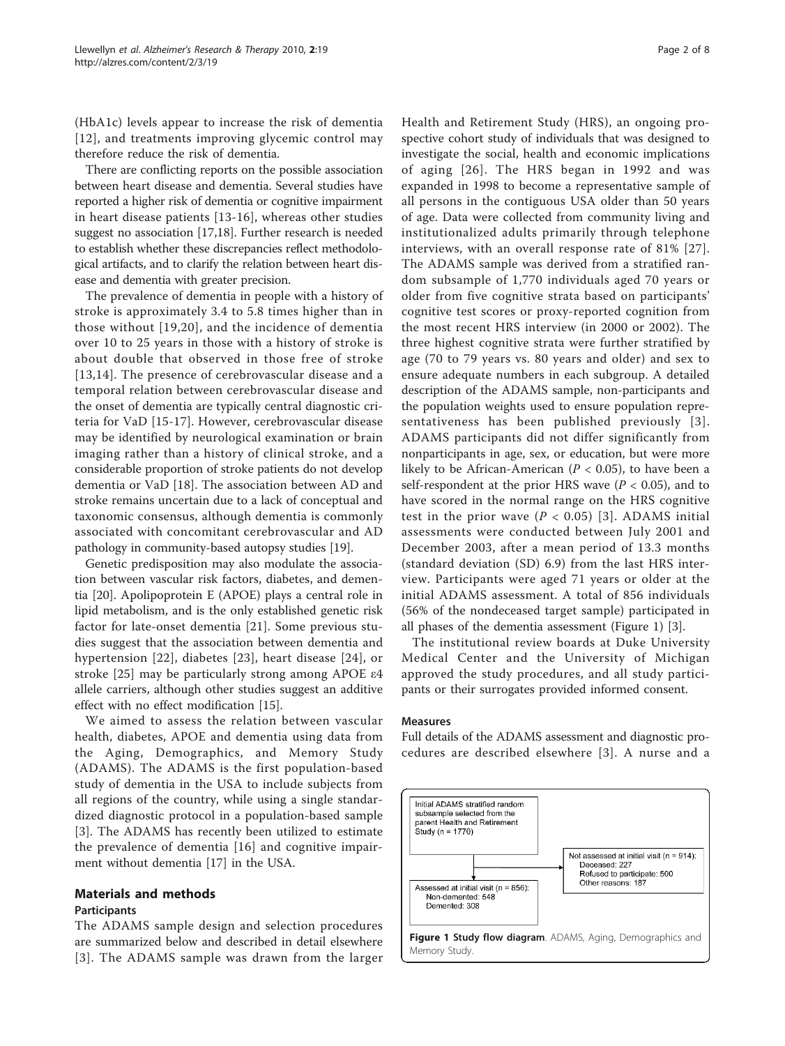(HbA1c) levels appear to increase the risk of dementia [12], and treatments improving glycemic control may therefore reduce the risk of dementia.

There are conflicting reports on the possible association between heart disease and dementia. Several studies have reported a higher risk of dementia or cognitive impairment in heart disease patients [13-16], whereas other studies suggest no association [17,18]. Further research is needed to establish whether these discrepancies reflect methodological artifacts, and to clarify the relation between heart disease and dementia with greater precision.

The prevalence of dementia in people with a history of stroke is approximately 3.4 to 5.8 times higher than in those without [19,20], and the incidence of dementia over 10 to 25 years in those with a history of stroke is about double that observed in those free of stroke [13,14]. The presence of cerebrovascular disease and a temporal relation between cerebrovascular disease and the onset of dementia are typically central diagnostic criteria for VaD [15-17]. However, cerebrovascular disease may be identified by neurological examination or brain imaging rather than a history of clinical stroke, and a considerable proportion of stroke patients do not develop dementia or VaD [18]. The association between AD and stroke remains uncertain due to a lack of conceptual and taxonomic consensus, although dementia is commonly associated with concomitant cerebrovascular and AD pathology in community-based autopsy studies [19].

Genetic predisposition may also modulate the association between vascular risk factors, diabetes, and dementia [20]. Apolipoprotein E (APOE) plays a central role in lipid metabolism, and is the only established genetic risk factor for late-onset dementia [21]. Some previous studies suggest that the association between dementia and hypertension [22], diabetes [23], heart disease [24], or stroke [25] may be particularly strong among APOE ε4 allele carriers, although other studies suggest an additive effect with no effect modification [15].

We aimed to assess the relation between vascular health, diabetes, APOE and dementia using data from the Aging, Demographics, and Memory Study (ADAMS). The ADAMS is the first population-based study of dementia in the USA to include subjects from all regions of the country, while using a single standardized diagnostic protocol in a population-based sample [3]. The ADAMS has recently been utilized to estimate the prevalence of dementia [16] and cognitive impairment without dementia [17] in the USA.

## Materials and methods

### Participants

The ADAMS sample design and selection procedures are summarized below and described in detail elsewhere [3]. The ADAMS sample was drawn from the larger Health and Retirement Study (HRS), an ongoing prospective cohort study of individuals that was designed to investigate the social, health and economic implications of aging [26]. The HRS began in 1992 and was expanded in 1998 to become a representative sample of all persons in the contiguous USA older than 50 years of age. Data were collected from community living and institutionalized adults primarily through telephone interviews, with an overall response rate of 81% [27]. The ADAMS sample was derived from a stratified random subsample of 1,770 individuals aged 70 years or older from five cognitive strata based on participants' cognitive test scores or proxy-reported cognition from the most recent HRS interview (in 2000 or 2002). The three highest cognitive strata were further stratified by age (70 to 79 years vs. 80 years and older) and sex to ensure adequate numbers in each subgroup. A detailed description of the ADAMS sample, non-participants and the population weights used to ensure population representativeness has been published previously [3]. ADAMS participants did not differ significantly from nonparticipants in age, sex, or education, but were more likely to be African-American ($P < 0.05$), to have been a self-respondent at the prior HRS wave ($P < 0.05$), and to have scored in the normal range on the HRS cognitive test in the prior wave ($P < 0.05$) [3]. ADAMS initial assessments were conducted between July 2001 and December 2003, after a mean period of 13.3 months (standard deviation (SD) 6.9) from the last HRS interview. Participants were aged 71 years or older at the initial ADAMS assessment. A total of 856 individuals (56% of the nondeceased target sample) participated in all phases of the dementia assessment (Figure 1) [3].

The institutional review boards at Duke University Medical Center and the University of Michigan approved the study procedures, and all study participants or their surrogates provided informed consent.

### Measures

Full details of the ADAMS assessment and diagnostic procedures are described elsewhere [3]. A nurse and a

Initial ADAMS stratified random subsample selected from the parent Health and Retirement Study (n = 1770)

Not assessed at initial visit (n = 914):
Deceased: 227
Refused to participate: 500
Other reasons: 187

Assessed at initial visit (n = 856):
Non-demented: 548
Demented: 308

**Figure 1 Study flow diagram**. ADAMS, Aging, Demographics and Memory Study.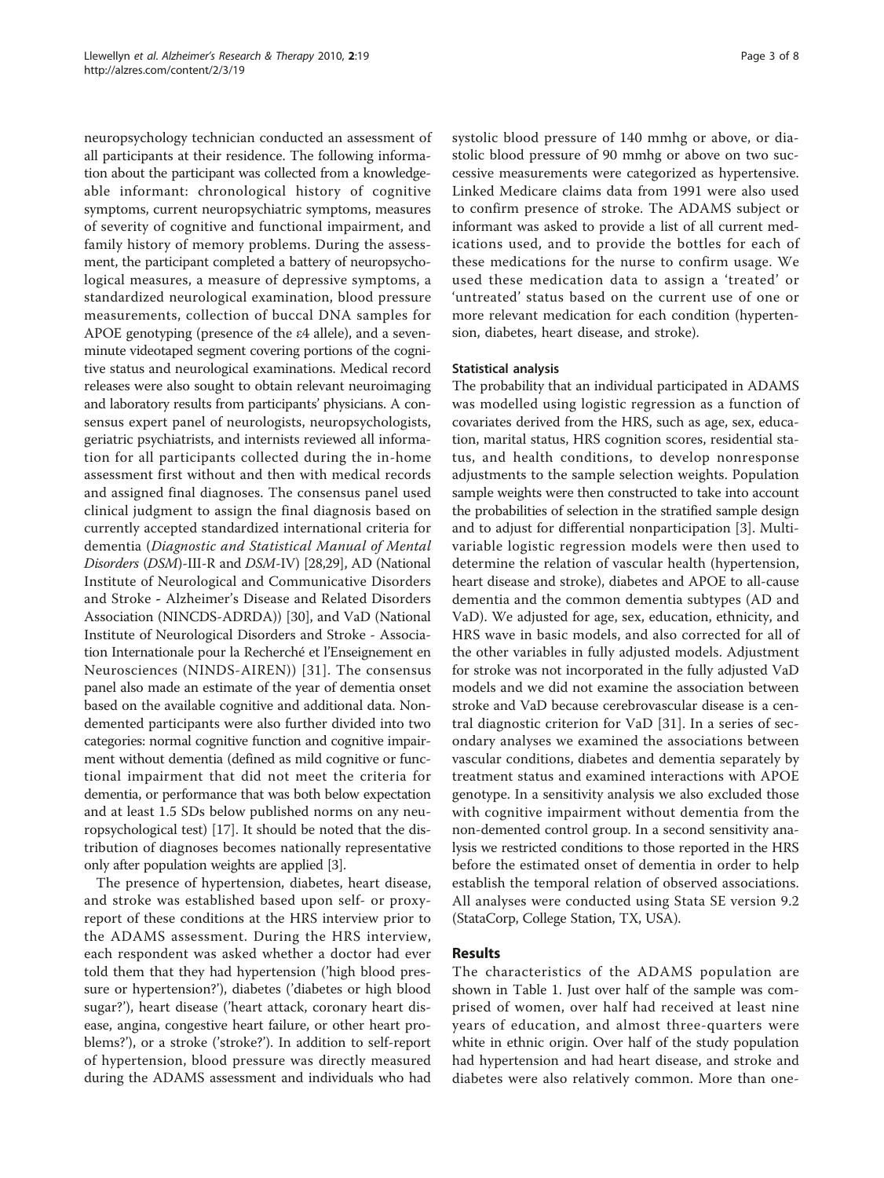neuropsychology technician conducted an assessment of all participants at their residence. The following information about the participant was collected from a knowledgeable informant: chronological history of cognitive symptoms, current neuropsychiatric symptoms, measures of severity of cognitive and functional impairment, and family history of memory problems. During the assessment, the participant completed a battery of neuropsychological measures, a measure of depressive symptoms, a standardized neurological examination, blood pressure measurements, collection of buccal DNA samples for APOE genotyping (presence of the ε4 allele), and a seven-minute videotaped segment covering portions of the cognitive status and neurological examinations. Medical record releases were also sought to obtain relevant neuroimaging and laboratory results from participants' physicians. A consensus expert panel of neurologists, neuropsychologists, geriatric psychiatrists, and internists reviewed all information for all participants collected during the in-home assessment first without and then with medical records and assigned final diagnoses. The consensus panel used clinical judgment to assign the final diagnosis based on currently accepted standardized international criteria for dementia (*Diagnostic and Statistical Manual of Mental Disorders* (*DSM*)-III-R and *DSM*-IV) [28,29], AD (National Institute of Neurological and Communicative Disorders and Stroke - Alzheimer's Disease and Related Disorders Association (NINCDS-ADRDA)) [30], and VaD (National Institute of Neurological Disorders and Stroke - Association Internationale pour la Recherché et l'Enseignement en Neurosciences (NINDS-AIREN)) [31]. The consensus panel also made an estimate of the year of dementia onset based on the available cognitive and additional data. Nondemented participants were also further divided into two categories: normal cognitive function and cognitive impairment without dementia (defined as mild cognitive or functional impairment that did not meet the criteria for dementia, or performance that was both below expectation and at least 1.5 SDs below published norms on any neuropsychological test) [17]. It should be noted that the distribution of diagnoses becomes nationally representative only after population weights are applied [3].

The presence of hypertension, diabetes, heart disease, and stroke was established based upon self- or proxy-report of these conditions at the HRS interview prior to the ADAMS assessment. During the HRS interview, each respondent was asked whether a doctor had ever told them that they had hypertension ('high blood pressure or hypertension?'), diabetes ('diabetes or high blood sugar?'), heart disease ('heart attack, coronary heart disease, angina, congestive heart failure, or other heart problems?'), or a stroke ('stroke?'). In addition to self-report of hypertension, blood pressure was directly measured during the ADAMS assessment and individuals who had systolic blood pressure of 140 mmhg or above, or diastolic blood pressure of 90 mmhg or above on two successive measurements were categorized as hypertensive. Linked Medicare claims data from 1991 were also used to confirm presence of stroke. The ADAMS subject or informant was asked to provide a list of all current medications used, and to provide the bottles for each of these medications for the nurse to confirm usage. We used these medication data to assign a 'treated' or 'untreated' status based on the current use of one or more relevant medication for each condition (hypertension, diabetes, heart disease, and stroke).

### Statistical analysis

The probability that an individual participated in ADAMS was modelled using logistic regression as a function of covariates derived from the HRS, such as age, sex, education, marital status, HRS cognition scores, residential status, and health conditions, to develop nonresponse adjustments to the sample selection weights. Population sample weights were then constructed to take into account the probabilities of selection in the stratified sample design and to adjust for differential nonparticipation [3]. Multivariable logistic regression models were then used to determine the relation of vascular health (hypertension, heart disease and stroke), diabetes and APOE to all-cause dementia and the common dementia subtypes (AD and VaD). We adjusted for age, sex, education, ethnicity, and HRS wave in basic models, and also corrected for all of the other variables in fully adjusted models. Adjustment for stroke was not incorporated in the fully adjusted VaD models and we did not examine the association between stroke and VaD because cerebrovascular disease is a central diagnostic criterion for VaD [31]. In a series of secondary analyses we examined the associations between vascular conditions, diabetes and dementia separately by treatment status and examined interactions with APOE genotype. In a sensitivity analysis we also excluded those with cognitive impairment without dementia from the non-demented control group. In a second sensitivity analysis we restricted conditions to those reported in the HRS before the estimated onset of dementia in order to help establish the temporal relation of observed associations. All analyses were conducted using Stata SE version 9.2 (StataCorp, College Station, TX, USA).

## Results

The characteristics of the ADAMS population are shown in Table 1. Just over half of the sample was comprised of women, over half had received at least nine years of education, and almost three-quarters were white in ethnic origin. Over half of the study population had hypertension and had heart disease, and stroke and diabetes were also relatively common. More than one-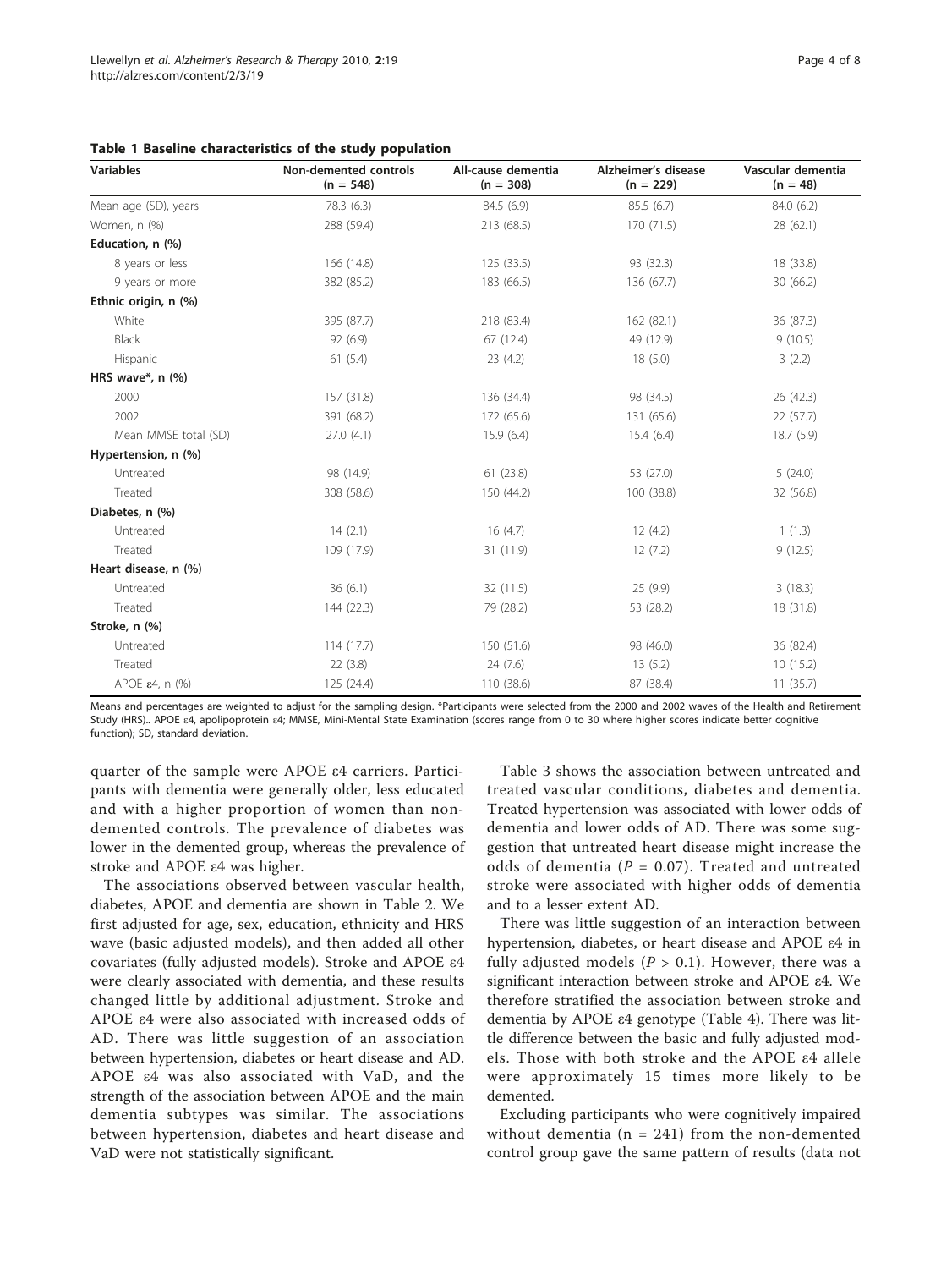**Table 1 Baseline characteristics of the study population**

| Variables | Non-demented controls (n = 548) | All-cause dementia (n = 308) | Alzheimer's disease (n = 229) | Vascular dementia (n = 48) |
|---|---|---|---|---|
| Mean age (SD), years | 78.3 (6.3) | 84.5 (6.9) | 85.5 (6.7) | 84.0 (6.2) |
| Women, n (%) | 288 (59.4) | 213 (68.5) | 170 (71.5) | 28 (62.1) |
| **Education, n (%)** | | | | |
| 8 years or less | 166 (14.8) | 125 (33.5) | 93 (32.3) | 18 (33.8) |
| 9 years or more | 382 (85.2) | 183 (66.5) | 136 (67.7) | 30 (66.2) |
| **Ethnic origin, n (%)** | | | | |
| White | 395 (87.7) | 218 (83.4) | 162 (82.1) | 36 (87.3) |
| Black | 92 (6.9) | 67 (12.4) | 49 (12.9) | 9 (10.5) |
| Hispanic | 61 (5.4) | 23 (4.2) | 18 (5.0) | 3 (2.2) |
| **HRS wave*, n (%)** | | | | |
| 2000 | 157 (31.8) | 136 (34.4) | 98 (34.5) | 26 (42.3) |
| 2002 | 391 (68.2) | 172 (65.6) | 131 (65.6) | 22 (57.7) |
| Mean MMSE total (SD) | 27.0 (4.1) | 15.9 (6.4) | 15.4 (6.4) | 18.7 (5.9) |
| **Hypertension, n (%)** | | | | |
| Untreated | 98 (14.9) | 61 (23.8) | 53 (27.0) | 5 (24.0) |
| Treated | 308 (58.6) | 150 (44.2) | 100 (38.8) | 32 (56.8) |
| **Diabetes, n (%)** | | | | |
| Untreated | 14 (2.1) | 16 (4.7) | 12 (4.2) | 1 (1.3) |
| Treated | 109 (17.9) | 31 (11.9) | 12 (7.2) | 9 (12.5) |
| **Heart disease, n (%)** | | | | |
| Untreated | 36 (6.1) | 32 (11.5) | 25 (9.9) | 3 (18.3) |
| Treated | 144 (22.3) | 79 (28.2) | 53 (28.2) | 18 (31.8) |
| **Stroke, n (%)** | | | | |
| Untreated | 114 (17.7) | 150 (51.6) | 98 (46.0) | 36 (82.4) |
| Treated | 22 (3.8) | 24 (7.6) | 13 (5.2) | 10 (15.2) |
| APOE ε4, n (%) | 125 (24.4) | 110 (38.6) | 87 (38.4) | 11 (35.7) |

Means and percentages are weighted to adjust for the sampling design. *Participants were selected from the 2000 and 2002 waves of the Health and Retirement Study (HRS).. APOE ε4, apolipoprotein ε4; MMSE, Mini-Mental State Examination (scores range from 0 to 30 where higher scores indicate better cognitive function); SD, standard deviation.

quarter of the sample were APOE ε4 carriers. Participants with dementia were generally older, less educated and with a higher proportion of women than non-demented controls. The prevalence of diabetes was lower in the demented group, whereas the prevalence of stroke and APOE ε4 was higher.

The associations observed between vascular health, diabetes, APOE and dementia are shown in Table 2. We first adjusted for age, sex, education, ethnicity and HRS wave (basic adjusted models), and then added all other covariates (fully adjusted models). Stroke and APOE ε4 were clearly associated with dementia, and these results changed little by additional adjustment. Stroke and APOE ε4 were also associated with increased odds of AD. There was little suggestion of an association between hypertension, diabetes or heart disease and AD. APOE ε4 was also associated with VaD, and the strength of the association between APOE and the main dementia subtypes was similar. The associations between hypertension, diabetes and heart disease and VaD were not statistically significant.

Table 3 shows the association between untreated and treated vascular conditions, diabetes and dementia. Treated hypertension was associated with lower odds of dementia and lower odds of AD. There was some suggestion that untreated heart disease might increase the odds of dementia ($P = 0.07$). Treated and untreated stroke were associated with higher odds of dementia and to a lesser extent AD.

There was little suggestion of an interaction between hypertension, diabetes, or heart disease and APOE ε4 in fully adjusted models ($P > 0.1$). However, there was a significant interaction between stroke and APOE ε4. We therefore stratified the association between stroke and dementia by APOE ε4 genotype (Table 4). There was little difference between the basic and fully adjusted models. Those with both stroke and the APOE ε4 allele were approximately 15 times more likely to be demented.

Excluding participants who were cognitively impaired without dementia (n = 241) from the non-demented control group gave the same pattern of results (data not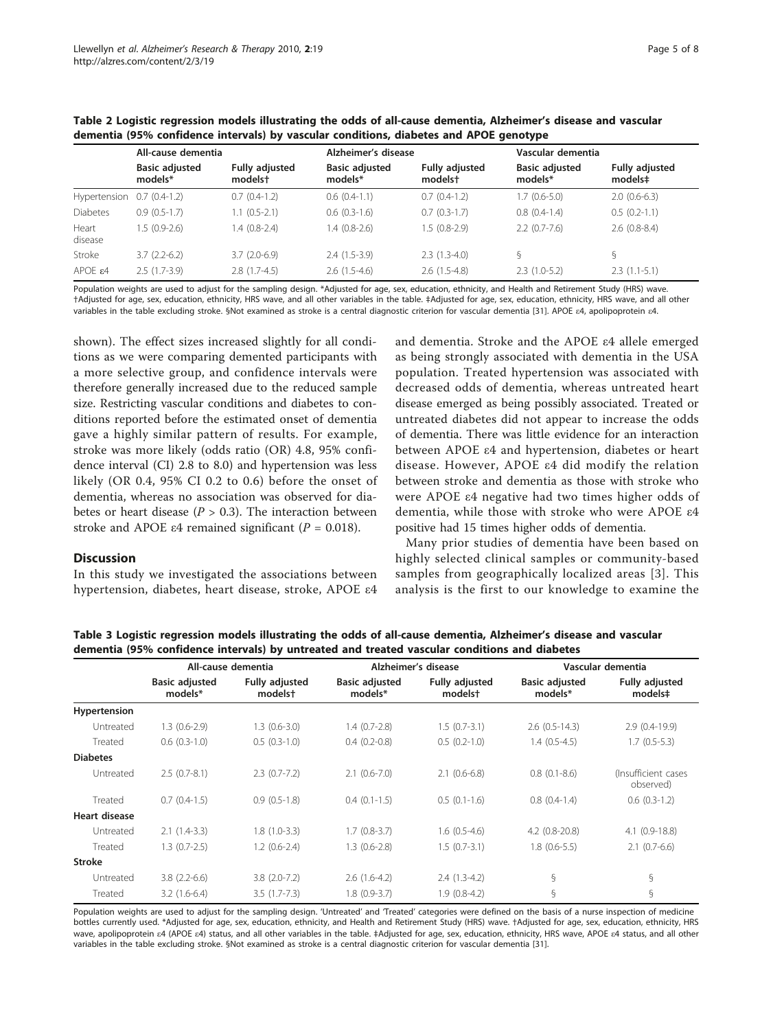**Table 2 Logistic regression models illustrating the odds of all-cause dementia, Alzheimer's disease and vascular dementia (95% confidence intervals) by vascular conditions, diabetes and APOE genotype**

| | All-cause dementia | | Alzheimer's disease | | Vascular dementia | |
|---|---|---|---|---|---|---|
| | Basic adjusted models* | Fully adjusted models† | Basic adjusted models* | Fully adjusted models† | Basic adjusted models* | Fully adjusted models‡ |
| Hypertension | 0.7 (0.4-1.2) | 0.7 (0.4-1.2) | 0.6 (0.4-1.1) | 0.7 (0.4-1.2) | 1.7 (0.6-5.0) | 2.0 (0.6-6.3) |
| Diabetes | 0.9 (0.5-1.7) | 1.1 (0.5-2.1) | 0.6 (0.3-1.6) | 0.7 (0.3-1.7) | 0.8 (0.4-1.4) | 0.5 (0.2-1.1) |
| Heart disease | 1.5 (0.9-2.6) | 1.4 (0.8-2.4) | 1.4 (0.8-2.6) | 1.5 (0.8-2.9) | 2.2 (0.7-7.6) | 2.6 (0.8-8.4) |
| Stroke | 3.7 (2.2-6.2) | 3.7 (2.0-6.9) | 2.4 (1.5-3.9) | 2.3 (1.3-4.0) | § | § |
| APOE ε4 | 2.5 (1.7-3.9) | 2.8 (1.7-4.5) | 2.6 (1.5-4.6) | 2.6 (1.5-4.8) | 2.3 (1.0-5.2) | 2.3 (1.1-5.1) |

Population weights are used to adjust for the sampling design. *Adjusted for age, sex, education, ethnicity, and Health and Retirement Study (HRS) wave. †Adjusted for age, sex, education, ethnicity, HRS wave, and all other variables in the table. ‡Adjusted for age, sex, education, ethnicity, HRS wave, and all other variables in the table excluding stroke. §Not examined as stroke is a central diagnostic criterion for vascular dementia [31]. APOE ε4, apolipoprotein ε4.

shown). The effect sizes increased slightly for all conditions as we were comparing demented participants with a more selective group, and confidence intervals were therefore generally increased due to the reduced sample size. Restricting vascular conditions and diabetes to conditions reported before the estimated onset of dementia gave a highly similar pattern of results. For example, stroke was more likely (odds ratio (OR) 4.8, 95% confidence interval (CI) 2.8 to 8.0) and hypertension was less likely (OR 0.4, 95% CI 0.2 to 0.6) before the onset of dementia, whereas no association was observed for diabetes or heart disease ($P > 0.3$). The interaction between stroke and APOE ε4 remained significant ($P = 0.018$).

## Discussion

In this study we investigated the associations between hypertension, diabetes, heart disease, stroke, APOE ε4 and dementia. Stroke and the APOE ε4 allele emerged as being strongly associated with dementia in the USA population. Treated hypertension was associated with decreased odds of dementia, whereas untreated heart disease emerged as being possibly associated. Treated or untreated diabetes did not appear to increase the odds of dementia. There was little evidence for an interaction between APOE ε4 and hypertension, diabetes or heart disease. However, APOE ε4 did modify the relation between stroke and dementia as those with stroke who were APOE ε4 negative had two times higher odds of dementia, while those with stroke who were APOE ε4 positive had 15 times higher odds of dementia.

Many prior studies of dementia have been based on highly selected clinical samples or community-based samples from geographically localized areas [3]. This analysis is the first to our knowledge to examine the

**Table 3 Logistic regression models illustrating the odds of all-cause dementia, Alzheimer's disease and vascular dementia (95% confidence intervals) by untreated and treated vascular conditions and diabetes**

| | All-cause dementia | | Alzheimer's disease | | Vascular dementia | |
|---|---|---|---|---|---|---|
| | Basic adjusted models* | Fully adjusted models† | Basic adjusted models* | Fully adjusted models† | Basic adjusted models* | Fully adjusted models‡ |
| **Hypertension** | | | | | | |
| Untreated | 1.3 (0.6-2.9) | 1.3 (0.6-3.0) | 1.4 (0.7-2.8) | 1.5 (0.7-3.1) | 2.6 (0.5-14.3) | 2.9 (0.4-19.9) |
| Treated | 0.6 (0.3-1.0) | 0.5 (0.3-1.0) | 0.4 (0.2-0.8) | 0.5 (0.2-1.0) | 1.4 (0.5-4.5) | 1.7 (0.5-5.3) |
| **Diabetes** | | | | | | |
| Untreated | 2.5 (0.7-8.1) | 2.3 (0.7-7.2) | 2.1 (0.6-7.0) | 2.1 (0.6-6.8) | 0.8 (0.1-8.6) | (Insufficient cases observed) |
| Treated | 0.7 (0.4-1.5) | 0.9 (0.5-1.8) | 0.4 (0.1-1.5) | 0.5 (0.1-1.6) | 0.8 (0.4-1.4) | 0.6 (0.3-1.2) |
| **Heart disease** | | | | | | |
| Untreated | 2.1 (1.4-3.3) | 1.8 (1.0-3.3) | 1.7 (0.8-3.7) | 1.6 (0.5-4.6) | 4.2 (0.8-20.8) | 4.1 (0.9-18.8) |
| Treated | 1.3 (0.7-2.5) | 1.2 (0.6-2.4) | 1.3 (0.6-2.8) | 1.5 (0.7-3.1) | 1.8 (0.6-5.5) | 2.1 (0.7-6.6) |
| **Stroke** | | | | | | |
| Untreated | 3.8 (2.2-6.6) | 3.8 (2.0-7.2) | 2.6 (1.6-4.2) | 2.4 (1.3-4.2) | § | § |
| Treated | 3.2 (1.6-6.4) | 3.5 (1.7-7.3) | 1.8 (0.9-3.7) | 1.9 (0.8-4.2) | § | § |

Population weights are used to adjust for the sampling design. 'Untreated' and 'Treated' categories were defined on the basis of a nurse inspection of medicine bottles currently used. *Adjusted for age, sex, education, ethnicity, and Health and Retirement Study (HRS) wave. †Adjusted for age, sex, education, ethnicity, HRS wave, apolipoprotein ε4 (APOE ε4) status, and all other variables in the table. ‡Adjusted for age, sex, education, ethnicity, HRS wave, APOE ε4 status, and all other variables in the table excluding stroke. §Not examined as stroke is a central diagnostic criterion for vascular dementia [31].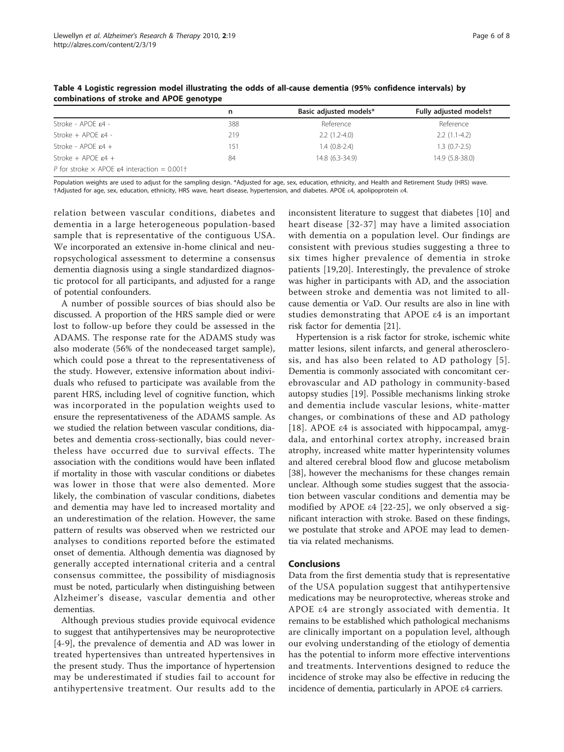**Table 4 Logistic regression model illustrating the odds of all-cause dementia (95% confidence intervals) by combinations of stroke and APOE genotype**

| | n | Basic adjusted models* | Fully adjusted models† |
|---|---|---|---|
| Stroke - APOE ε4 - | 388 | Reference | Reference |
| Stroke + APOE ε4 - | 219 | 2.2 (1.2-4.0) | 2.2 (1.1-4.2) |
| Stroke - APOE ε4 + | 151 | 1.4 (0.8-2.4) | 1.3 (0.7-2.5) |
| Stroke + APOE ε4 + | 84 | 14.8 (6.3-34.9) | 14.9 (5.8-38.0) |
| *P* for stroke × APOE ε4 interaction = 0.001† | | | |

Population weights are used to adjust for the sampling design. *Adjusted for age, sex, education, ethnicity, and Health and Retirement Study (HRS) wave. †Adjusted for age, sex, education, ethnicity, HRS wave, heart disease, hypertension, and diabetes. APOE ε4, apolipoprotein ε4.

relation between vascular conditions, diabetes and dementia in a large heterogeneous population-based sample that is representative of the contiguous USA. We incorporated an extensive in-home clinical and neuropsychological assessment to determine a consensus dementia diagnosis using a single standardized diagnostic protocol for all participants, and adjusted for a range of potential confounders.

A number of possible sources of bias should also be discussed. A proportion of the HRS sample died or were lost to follow-up before they could be assessed in the ADAMS. The response rate for the ADAMS study was also moderate (56% of the nondeceased target sample), which could pose a threat to the representativeness of the study. However, extensive information about individuals who refused to participate was available from the parent HRS, including level of cognitive function, which was incorporated in the population weights used to ensure the representativeness of the ADAMS sample. As we studied the relation between vascular conditions, diabetes and dementia cross-sectionally, bias could nevertheless have occurred due to survival effects. The association with the conditions would have been inflated if mortality in those with vascular conditions or diabetes was lower in those that were also demented. More likely, the combination of vascular conditions, diabetes and dementia may have led to increased mortality and an underestimation of the relation. However, the same pattern of results was observed when we restricted our analyses to conditions reported before the estimated onset of dementia. Although dementia was diagnosed by generally accepted international criteria and a central consensus committee, the possibility of misdiagnosis must be noted, particularly when distinguishing between Alzheimer's disease, vascular dementia and other dementias.

Although previous studies provide equivocal evidence to suggest that antihypertensives may be neuroprotective [4-9], the prevalence of dementia and AD was lower in treated hypertensives than untreated hypertensives in the present study. Thus the importance of hypertension may be underestimated if studies fail to account for antihypertensive treatment. Our results add to the inconsistent literature to suggest that diabetes [10] and heart disease [32-37] may have a limited association with dementia on a population level. Our findings are consistent with previous studies suggesting a three to six times higher prevalence of dementia in stroke patients [19,20]. Interestingly, the prevalence of stroke was higher in participants with AD, and the association between stroke and dementia was not limited to all-cause dementia or VaD. Our results are also in line with studies demonstrating that APOE ε4 is an important risk factor for dementia [21].

Hypertension is a risk factor for stroke, ischemic white matter lesions, silent infarcts, and general atherosclerosis, and has also been related to AD pathology [5]. Dementia is commonly associated with concomitant cerebrovascular and AD pathology in community-based autopsy studies [19]. Possible mechanisms linking stroke and dementia include vascular lesions, white-matter changes, or combinations of these and AD pathology [18]. APOE ε4 is associated with hippocampal, amygdala, and entorhinal cortex atrophy, increased brain atrophy, increased white matter hyperintensity volumes and altered cerebral blood flow and glucose metabolism [38], however the mechanisms for these changes remain unclear. Although some studies suggest that the association between vascular conditions and dementia may be modified by APOE ε4 [22-25], we only observed a significant interaction with stroke. Based on these findings, we postulate that stroke and APOE may lead to dementia via related mechanisms.

## Conclusions

Data from the first dementia study that is representative of the USA population suggest that antihypertensive medications may be neuroprotective, whereas stroke and APOE ε4 are strongly associated with dementia. It remains to be established which pathological mechanisms are clinically important on a population level, although our evolving understanding of the etiology of dementia has the potential to inform more effective interventions and treatments. Interventions designed to reduce the incidence of stroke may also be effective in reducing the incidence of dementia, particularly in APOE ε4 carriers.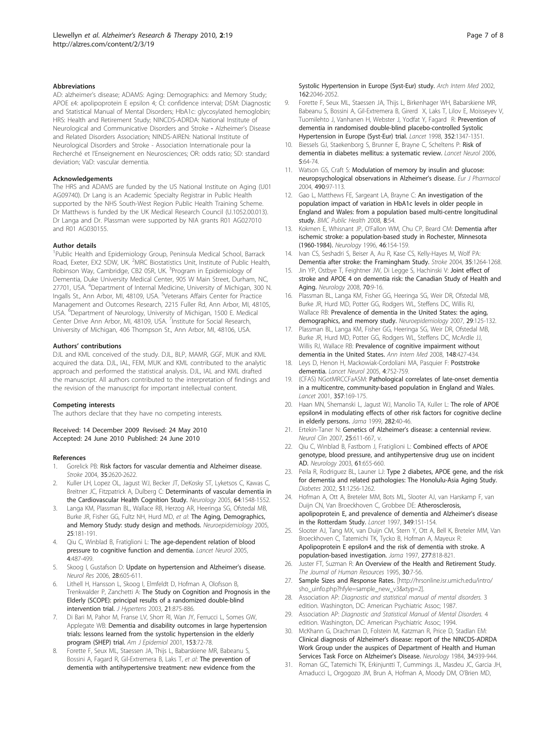### Abbreviations

AD: alzheimer's disease; ADAMS: Aging: Demographics: and Memory Study; APOE ε4: apolipoprotein E epsilon 4; CI: confidence interval; DSM: Diagnostic and Statistical Manual of Mental Disorders; HbA1c: glycosylated hemoglobin; HRS: Health and Retirement Study; NINCDS-ADRDA: National Institute of Neurological and Communicative Disorders and Stroke - Alzheimer's Disease and Related Disorders Association; NINDS-AIREN: National Institute of Neurological Disorders and Stroke - Association Internationale pour la Recherché et l'Enseignement en Neurosciences; OR: odds ratio; SD: standard deviation; VaD: vascular dementia.

### Acknowledgements

The HRS and ADAMS are funded by the US National Institute on Aging (U01 AG09740). Dr Lang is an Academic Specialty Registrar in Public Health supported by the NHS South-West Region Public Health Training Scheme. Dr Matthews is funded by the UK Medical Research Council (U.1052.00.013). Dr Langa and Dr. Plassman were supported by NIA grants R01 AG027010 and R01 AG030155.

### Author details

[1]Public Health and Epidemiology Group, Peninsula Medical School, Barrack Road, Exeter, EX2 5DW, UK. [2]MRC Biostatistics Unit, Institute of Public Health, Robinson Way, Cambridge, CB2 0SR, UK. [3]Program in Epidemiology of Dementia, Duke University Medical Center, 905 W Main Street, Durham, NC, 27701, USA. [4]Department of Internal Medicine, University of Michigan, 300 N. Ingalls St., Ann Arbor, MI, 48109, USA. [5]Veterans Affairs Center for Practice Management and Outcomes Research, 2215 Fuller Rd, Ann Arbor, MI, 48105, USA. [6]Department of Neurology, University of Michigan, 1500 E. Medical Center Drive Ann Arbor, MI, 48109, USA. [7]Institute for Social Research, University of Michigan, 406 Thompson St., Ann Arbor, MI, 48106, USA.

### Authors' contributions

DJL and KML conceived of the study. DJL, BLP, MAMR, GGF, MUK and KML acquired the data. DJL, IAL, FEM, MUK and KML contributed to the analytic approach and performed the statistical analysis. DJL, IAL and KML drafted the manuscript. All authors contributed to the interpretation of findings and the revision of the manuscript for important intellectual content.

### Competing interests

The authors declare that they have no competing interests.

Received: 14 December 2009 Revised: 24 May 2010
Accepted: 24 June 2010 Published: 24 June 2010

### References

1. Gorelick PB: Risk factors for vascular dementia and Alzheimer disease. *Stroke* 2004, **35**:2620-2622.
2. Kuller LH, Lopez OL, Jagust WJ, Becker JT, DeKosky ST, Lyketsos C, Kawas C, Breitner JC, Fitzpatrick A, Dulberg C: Determinants of vascular dementia in the Cardiovascular Health Cognition Study. *Neurology* 2005, **64**:1548-1552.
3. Langa KM, Plassman BL, Wallace RB, Herzog AR, Heeringa SG, Ofstedal MB, Burke JR, Fisher GG, Fultz NH, Hurd MD, *et al*: The Aging, Demographics, and Memory Study: study design and methods. *Neuroepidemiology* 2005, **25**:181-191.
4. Qiu C, Winblad B, Fratiglioni L: The age-dependent relation of blood pressure to cognitive function and dementia. *Lancet Neurol* 2005, **4**:487-499.
5. Skoog I, Gustafson D: Update on hypertension and Alzheimer's disease. *Neurol Res* 2006, **28**:605-611.
6. Lithell H, Hansson L, Skoog I, Elmfeldt D, Hofman A, Olofsson B, Trenkwalder P, Zanchetti A: The Study on Cognition and Prognosis in the Elderly (SCOPE): principal results of a randomized double-blind intervention trial. *J Hypertens* 2003, **21**:875-886.
7. Di Bari M, Pahor M, Franse LV, Shorr RI, Wan JY, Ferrucci L, Somes GW, Applegate WB: Dementia and disability outcomes in large hypertension trials: lessons learned from the systolic hypertension in the elderly program (SHEP) trial. *Am J Epidemiol* 2001, **153**:72-78.
8. Forette F, Seux ML, Staessen JA, Thijs L, Babarskiene MR, Babeanu S, Bossini A, Fagard R, Gil-Extremera B, Laks T, *et al*: The prevention of dementia with antihypertensive treatment: new evidence from the Systolic Hypertension in Europe (Syst-Eur) study. *Arch Intern Med* 2002, **162**:2046-2052.
9. Forette F, Seux ML, Staessen JA, Thijs L, Birkenhager WH, Babarskiene MR, Babeanu S, Bossini A, Gil-Extremera B, Girerd X, Laks T, Lilov E, Moisseyev V, Tuomilehto J, Vanhanen H, Webster J, Yodfat Y, Fagard R: Prevention of dementia in randomised double-blind placebo-controlled Systolic Hypertension in Europe (Syst-Eur) trial. *Lancet* 1998, **352**:1347-1351.
10. Biessels GJ, Staekenborg S, Brunner E, Brayne C, Scheltens P: Risk of dementia in diabetes mellitus: a systematic review. *Lancet Neurol* 2006, **5**:64-74.
11. Watson GS, Craft S: Modulation of memory by insulin and glucose: neuropsychological observations in Alzheimer's disease. *Eur J Pharmacol* 2004, **490**:97-113.
12. Gao L, Matthews FE, Sargeant LA, Brayne C: An investigation of the population impact of variation in HbA1c levels in older people in England and Wales: from a population based multi-centre longitudinal study. *BMC Public Health* 2008, **8**:54.
13. Kokmen E, Whisnant JP, O'Fallon WM, Chu CP, Beard CM: Dementia after ischemic stroke: a population-based study in Rochester, Minnesota (1960-1984). *Neurology* 1996, **46**:154-159.
14. Ivan CS, Seshadri S, Beiser A, Au R, Kase CS, Kelly-Hayes M, Wolf PA: Dementia after stroke: the Framingham Study. *Stroke* 2004, **35**:1264-1268.
15. Jin YP, Ostbye T, Feightner JW, Di Legge S, Hachinski V: Joint effect of stroke and APOE 4 on dementia risk: the Canadian Study of Health and Aging. *Neurology* 2008, **70**:9-16.
16. Plassman BL, Langa KM, Fisher GG, Heeringa SG, Weir DR, Ofstedal MB, Burke JR, Hurd MD, Potter GG, Rodgers WL, Steffens DC, Willis RJ, Wallace RB: Prevalence of dementia in the United States: the aging, demographics, and memory study. *Neuroepidemiology* 2007, **29**:125-132.
17. Plassman BL, Langa KM, Fisher GG, Heeringa SG, Weir DR, Ofstedal MB, Burke JR, Hurd MD, Potter GG, Rodgers WL, Steffens DC, McArdle JJ, Willis RJ, Wallace RB: Prevalence of cognitive impairment without dementia in the United States. *Ann Intern Med* 2008, **148**:427-434.
18. Leys D, Henon H, Mackowiak-Cordoliani MA, Pasquier F: Poststroke dementia. *Lancet Neurol* 2005, **4**:752-759.
19. (CFAS) NGotMRCCFaASM: Pathological correlates of late-onset dementia in a multicentre, community-based population in England and Wales. *Lancet* 2001, **357**:169-175.
20. Haan MN, Shemanski L, Jagust WJ, Manolio TA, Kuller L: The role of APOE epsilon4 in modulating effects of other risk factors for cognitive decline in elderly persons. *Jama* 1999, **282**:40-46.
21. Ertekin-Taner N: Genetics of Alzheimer's disease: a centennial review. *Neurol Clin* 2007, **25**:611-667, v.
22. Qiu C, Winblad B, Fastbom J, Fratiglioni L: Combined effects of APOE genotype, blood pressure, and antihypertensive drug use on incident AD. *Neurology* 2003, **61**:655-660.
23. Peila R, Rodriguez BL, Launer LJ: Type 2 diabetes, APOE gene, and the risk for dementia and related pathologies: The Honolulu-Asia Aging Study. *Diabetes* 2002, **51**:1256-1262.
24. Hofman A, Ott A, Breteler MM, Bots ML, Slooter AJ, van Harskamp F, van Duijn CN, Van Broeckhoven C, Grobbee DE: Atherosclerosis, apolipoprotein E, and prevalence of dementia and Alzheimer's disease in the Rotterdam Study. *Lancet* 1997, **349**:151-154.
25. Slooter AJ, Tang MX, van Duijn CM, Stern Y, Ott A, Bell K, Breteler MM, Van Broeckhoven C, Tatemichi TK, Tycko B, Hofman A, Mayeux R: Apolipoprotein E epsilon4 and the risk of dementia with stroke. A population-based investigation. *Jama* 1997, **277**:818-821.
26. Juster FT, Suzman R: An Overview of the Health and Retirement Study. *The Journal of Human Resources* 1995, **30**:7-56.
27. Sample Sizes and Response Rates. [http://hrsonline.isr.umich.edu/intro/sho_uinfo.php?hfyle=sample_new_v3&xtyp=2].
28. Association AP: *Diagnostic and statistical manual of mental disorders.* 3 edition. Washington, DC: American Psychiatric Assoc; 1987.
29. Association AP: *Diagnostic and Statistical Manual of Mental Disorders.* 4 edition. Washington, DC: American Psychiatric Assoc; 1994.
30. McKhann G, Drachman D, Folstein M, Katzman R, Price D, Stadlan EM: Clinical diagnosis of Alzheimer's disease: report of the NINCDS-ADRDA Work Group under the auspices of Department of Health and Human Services Task Force on Alzheimer's Disease. *Neurology* 1984, **34**:939-944.
31. Roman GC, Tatemichi TK, Erkinjuntti T, Cummings JL, Masdeu JC, Garcia JH, Amaducci L, Orgogozo JM, Brun A, Hofman A, Moody DM, O'Brien MD,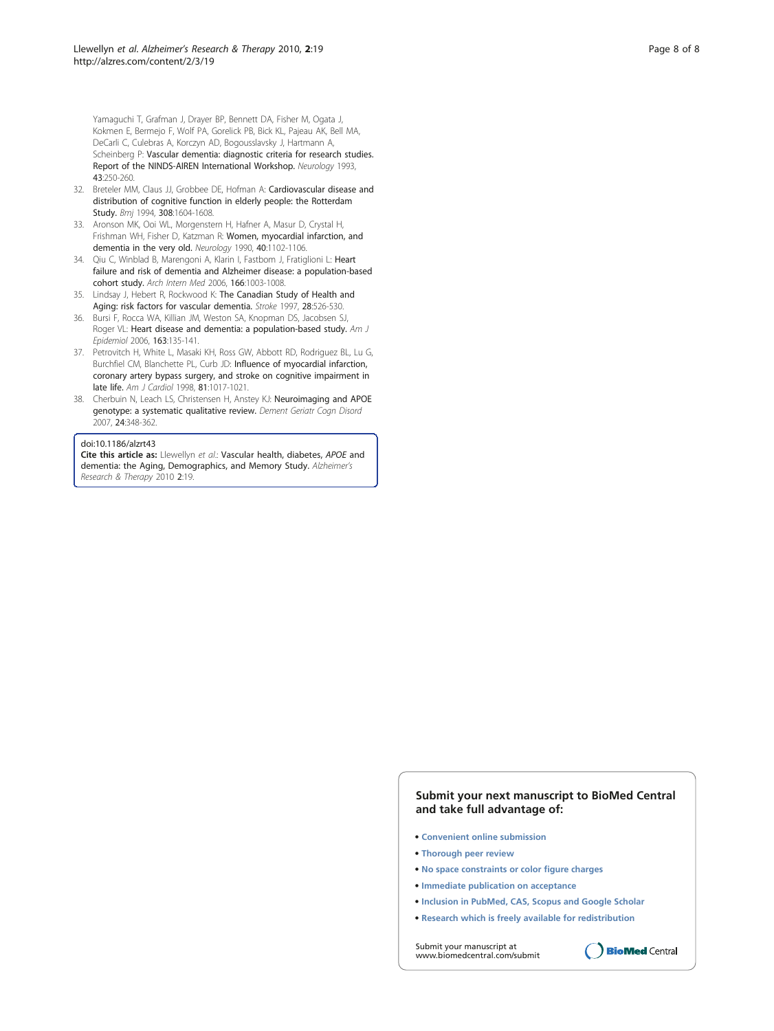Yamaguchi T, Grafman J, Drayer BP, Bennett DA, Fisher M, Ogata J, Kokmen E, Bermejo F, Wolf PA, Gorelick PB, Bick KL, Pajeau AK, Bell MA, DeCarli C, Culebras A, Korczyn AD, Bogousslavsky J, Hartmann A, Scheinberg P: **Vascular dementia: diagnostic criteria for research studies. Report of the NINDS-AIREN International Workshop.** *Neurology* 1993, **43**:250-260.

32. Breteler MM, Claus JJ, Grobbee DE, Hofman A: **Cardiovascular disease and distribution of cognitive function in elderly people: the Rotterdam Study.** *Bmj* 1994, **308**:1604-1608.
33. Aronson MK, Ooi WL, Morgenstern H, Hafner A, Masur D, Crystal H, Frishman WH, Fisher D, Katzman R: **Women, myocardial infarction, and dementia in the very old.** *Neurology* 1990, **40**:1102-1106.
34. Qiu C, Winblad B, Marengoni A, Klarin I, Fastbom J, Fratiglioni L: **Heart failure and risk of dementia and Alzheimer disease: a population-based cohort study.** *Arch Intern Med* 2006, **166**:1003-1008.
35. Lindsay J, Hebert R, Rockwood K: **The Canadian Study of Health and Aging: risk factors for vascular dementia.** *Stroke* 1997, **28**:526-530.
36. Bursi F, Rocca WA, Killian JM, Weston SA, Knopman DS, Jacobsen SJ, Roger VL: **Heart disease and dementia: a population-based study.** *Am J Epidemiol* 2006, **163**:135-141.
37. Petrovitch H, White L, Masaki KH, Ross GW, Abbott RD, Rodriguez BL, Lu G, Burchfiel CM, Blanchette PL, Curb JD: **Influence of myocardial infarction, coronary artery bypass surgery, and stroke on cognitive impairment in late life.** *Am J Cardiol* 1998, **81**:1017-1021.
38. Cherbuin N, Leach LS, Christensen H, Anstey KJ: **Neuroimaging and APOE genotype: a systematic qualitative review.** *Dement Geriatr Cogn Disord* 2007, **24**:348-362.

doi:10.1186/alzrt43

**Cite this article as:** Llewellyn *et al.*: Vascular health, diabetes, *APOE* and dementia: the Aging, Demographics, and Memory Study. *Alzheimer's Research & Therapy* 2010 **2**:19.

**Submit your next manuscript to BioMed Central and take full advantage of:**

- Convenient online submission
- Thorough peer review
- No space constraints or color figure charges
- Immediate publication on acceptance
- Inclusion in PubMed, CAS, Scopus and Google Scholar
- Research which is freely available for redistribution

Submit your manuscript at www.biomedcentral.com/submit

BioMed Central